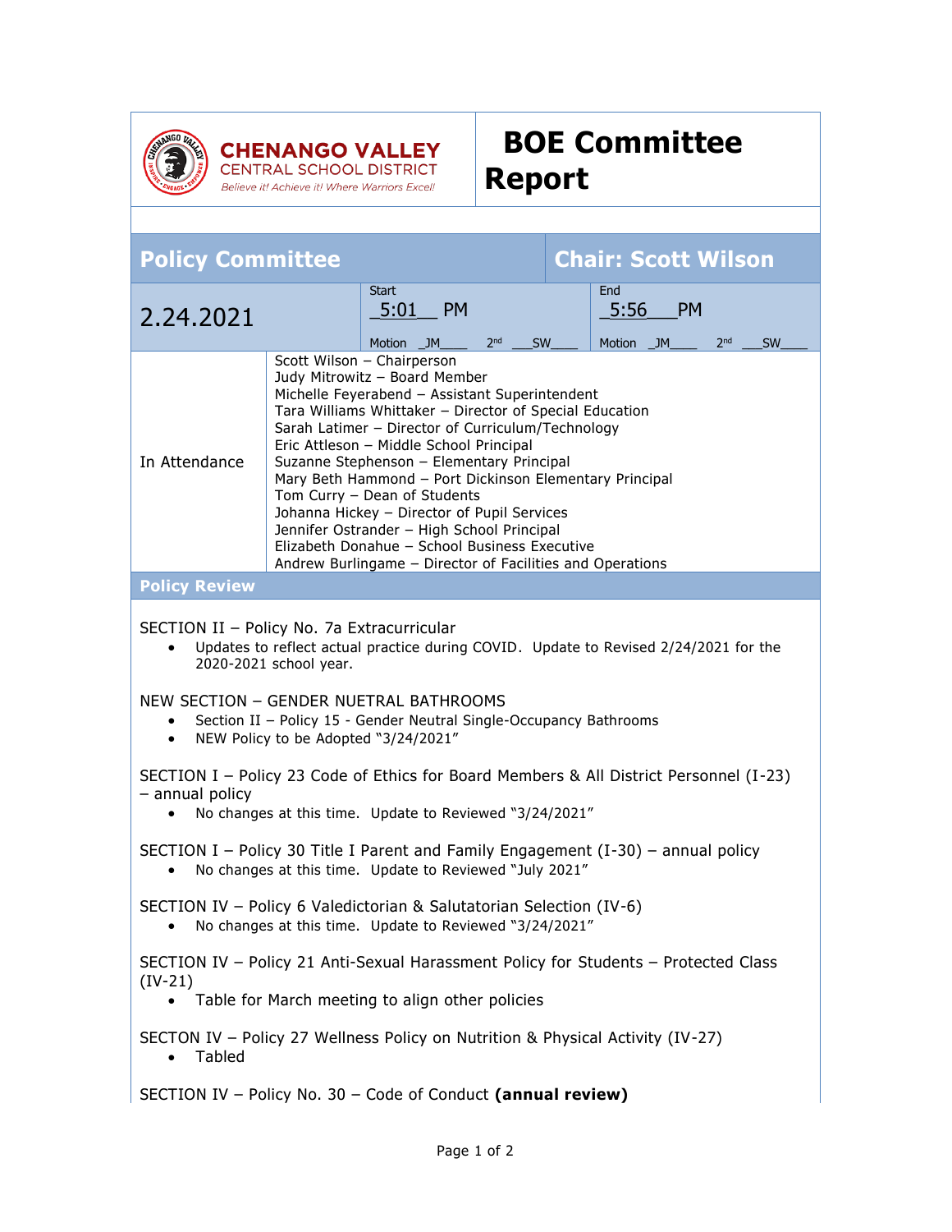**CHENANGO VALLEY**
CENTRAL SCHOOL DISTRICT
*Believe it! Achieve it! Where Warriors Excel!*

# BOE Committee Report

| Policy Committee | | Chair: Scott Wilson | |
|---|---|---|---|
| 2.24.2021 | Start 5:01 PM | | End 5:56 PM |
| | Motion JM 2nd SW | | Motion JM 2nd SW |

| In Attendance | |
|---|---|
| | Scott Wilson – Chairperson<br>Judy Mitrowitz – Board Member<br>Michelle Feyerabend – Assistant Superintendent<br>Tara Williams Whittaker – Director of Special Education<br>Sarah Latimer – Director of Curriculum/Technology<br>Eric Attleson – Middle School Principal<br>Suzanne Stephenson – Elementary Principal<br>Mary Beth Hammond – Port Dickinson Elementary Principal<br>Tom Curry – Dean of Students<br>Johanna Hickey – Director of Pupil Services<br>Jennifer Ostrander – High School Principal<br>Elizabeth Donahue – School Business Executive<br>Andrew Burlingame – Director of Facilities and Operations |

## Policy Review

SECTION II – Policy No. 7a Extracurricular
- Updates to reflect actual practice during COVID. Update to Revised 2/24/2021 for the 2020-2021 school year.

NEW SECTION – GENDER NUETRAL BATHROOMS
- Section II – Policy 15 - Gender Neutral Single-Occupancy Bathrooms
- NEW Policy to be Adopted "3/24/2021"

SECTION I – Policy 23 Code of Ethics for Board Members & All District Personnel (I-23) – annual policy
- No changes at this time. Update to Reviewed "3/24/2021"

SECTION I – Policy 30 Title I Parent and Family Engagement (I-30) – annual policy
- No changes at this time. Update to Reviewed "July 2021"

SECTION IV – Policy 6 Valedictorian & Salutatorian Selection (IV-6)
- No changes at this time. Update to Reviewed "3/24/2021"

SECTION IV – Policy 21 Anti-Sexual Harassment Policy for Students – Protected Class (IV-21)
- Table for March meeting to align other policies

SECTON IV – Policy 27 Wellness Policy on Nutrition & Physical Activity (IV-27)
- Tabled

SECTION IV – Policy No. 30 – Code of Conduct **(annual review)**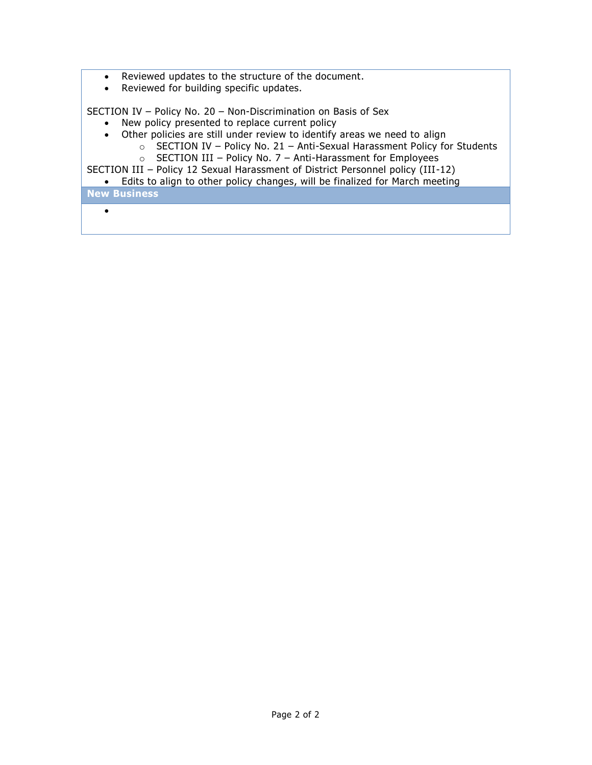- Reviewed updates to the structure of the document.
- Reviewed for building specific updates.

SECTION IV – Policy No. 20 – Non-Discrimination on Basis of Sex

- New policy presented to replace current policy
- Other policies are still under review to identify areas we need to align
    - SECTION IV – Policy No. 21 – Anti-Sexual Harassment Policy for Students
    - SECTION III – Policy No. 7 – Anti-Harassment for Employees

SECTION III – Policy 12 Sexual Harassment of District Personnel policy (III-12)

- Edits to align to other policy changes, will be finalized for March meeting

## New Business

-